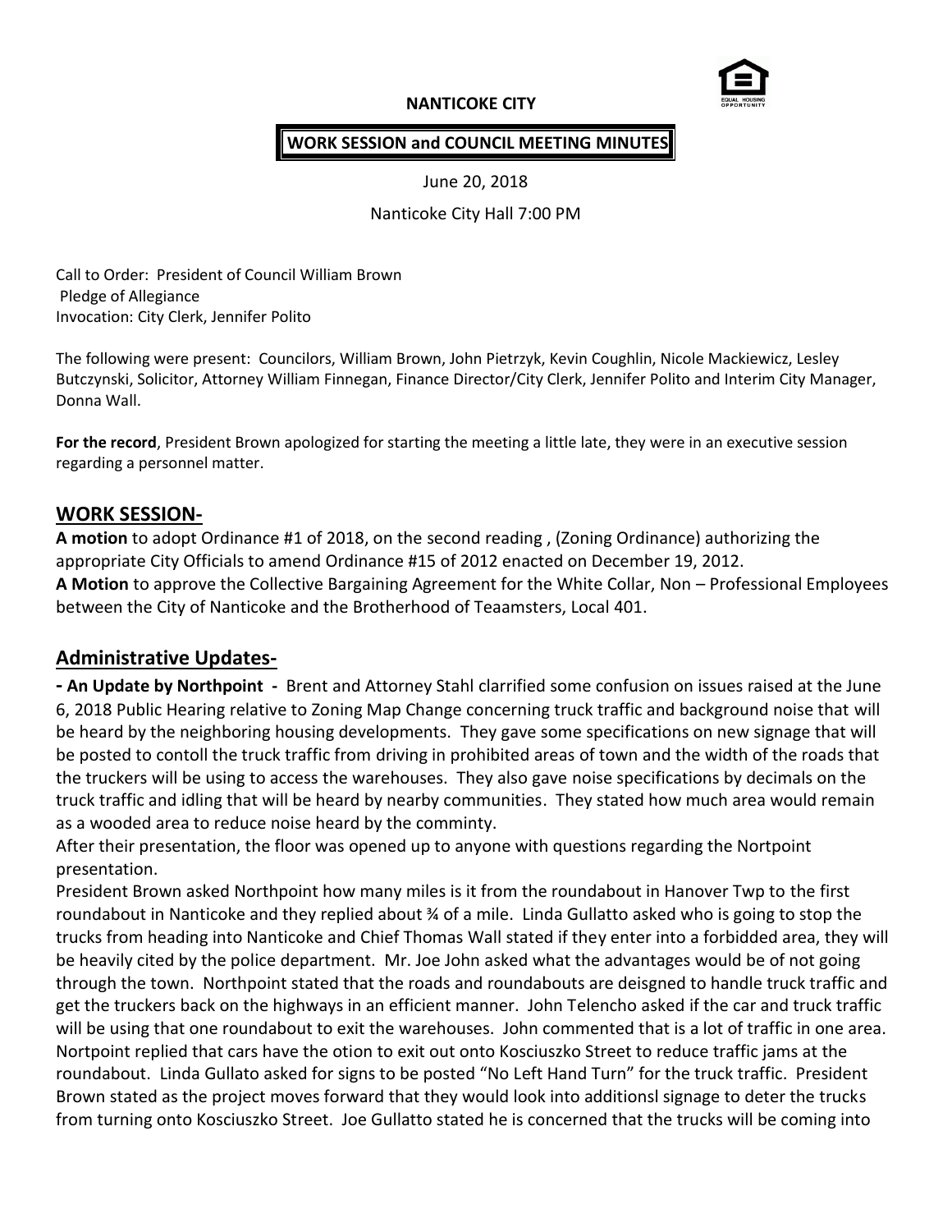**NANTICOKE CITY**

**WORK SESSION and COUNCIL MEETING MINUTES**

June 20, 2018

Nanticoke City Hall 7:00 PM

Call to Order: President of Council William Brown
Pledge of Allegiance
Invocation: City Clerk, Jennifer Polito

The following were present: Councilors, William Brown, John Pietrzyk, Kevin Coughlin, Nicole Mackiewicz, Lesley Butczynski, Solicitor, Attorney William Finnegan, Finance Director/City Clerk, Jennifer Polito and Interim City Manager, Donna Wall.

**For the record**, President Brown apologized for starting the meeting a little late, they were in an executive session regarding a personnel matter.

## WORK SESSION-

**A motion** to adopt Ordinance #1 of 2018, on the second reading , (Zoning Ordinance) authorizing the appropriate City Officials to amend Ordinance #15 of 2012 enacted on December 19, 2012.
**A Motion** to approve the Collective Bargaining Agreement for the White Collar, Non – Professional Employees between the City of Nanticoke and the Brotherhood of Teaamsters, Local 401.

## Administrative Updates-

**- An Update by Northpoint -** Brent and Attorney Stahl clarrified some confusion on issues raised at the June 6, 2018 Public Hearing relative to Zoning Map Change concerning truck traffic and background noise that will be heard by the neighboring housing developments. They gave some specifications on new signage that will be posted to contoll the truck traffic from driving in prohibited areas of town and the width of the roads that the truckers will be using to access the warehouses. They also gave noise specifications by decimals on the truck traffic and idling that will be heard by nearby communities. They stated how much area would remain as a wooded area to reduce noise heard by the comminty.

After their presentation, the floor was opened up to anyone with questions regarding the Nortpoint presentation.

President Brown asked Northpoint how many miles is it from the roundabout in Hanover Twp to the first roundabout in Nanticoke and they replied about ¾ of a mile. Linda Gullatto asked who is going to stop the trucks from heading into Nanticoke and Chief Thomas Wall stated if they enter into a forbidded area, they will be heavily cited by the police department. Mr. Joe John asked what the advantages would be of not going through the town. Northpoint stated that the roads and roundabouts are deisgned to handle truck traffic and get the truckers back on the highways in an efficient manner. John Telencho asked if the car and truck traffic will be using that one roundabout to exit the warehouses. John commented that is a lot of traffic in one area. Nortpoint replied that cars have the otion to exit out onto Kosciuszko Street to reduce traffic jams at the roundabout. Linda Gullato asked for signs to be posted "No Left Hand Turn" for the truck traffic. President Brown stated as the project moves forward that they would look into additionsl signage to deter the trucks from turning onto Kosciuszko Street. Joe Gullatto stated he is concerned that the trucks will be coming into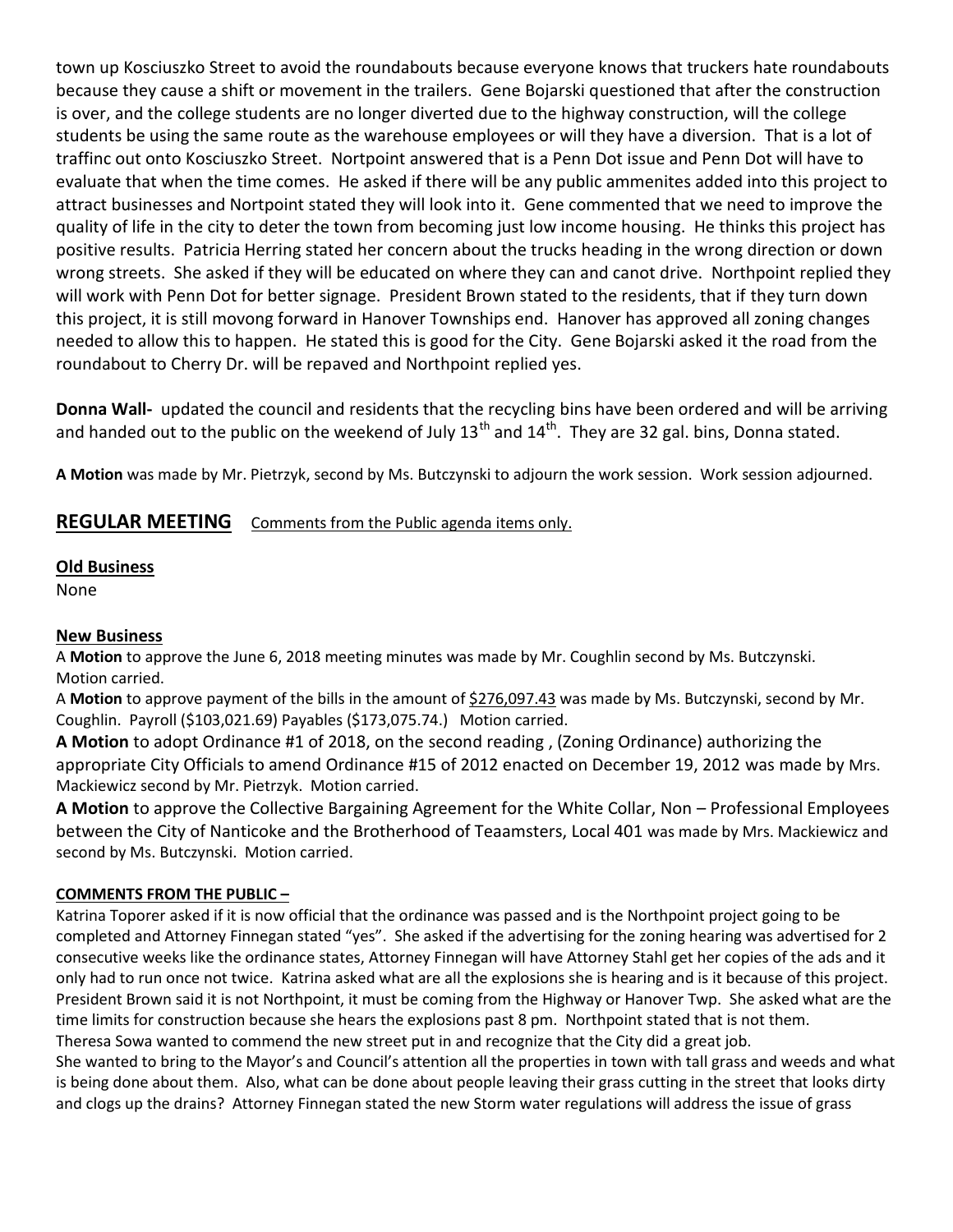town up Kosciuszko Street to avoid the roundabouts because everyone knows that truckers hate roundabouts because they cause a shift or movement in the trailers. Gene Bojarski questioned that after the construction is over, and the college students are no longer diverted due to the highway construction, will the college students be using the same route as the warehouse employees or will they have a diversion. That is a lot of traffinc out onto Kosciuszko Street. Nortpoint answered that is a Penn Dot issue and Penn Dot will have to evaluate that when the time comes. He asked if there will be any public ammenites added into this project to attract businesses and Nortpoint stated they will look into it. Gene commented that we need to improve the quality of life in the city to deter the town from becoming just low income housing. He thinks this project has positive results. Patricia Herring stated her concern about the trucks heading in the wrong direction or down wrong streets. She asked if they will be educated on where they can and canot drive. Northpoint replied they will work with Penn Dot for better signage. President Brown stated to the residents, that if they turn down this project, it is still movong forward in Hanover Townships end. Hanover has approved all zoning changes needed to allow this to happen. He stated this is good for the City. Gene Bojarski asked it the road from the roundabout to Cherry Dr. will be repaved and Northpoint replied yes.

**Donna Wall-** updated the council and residents that the recycling bins have been ordered and will be arriving and handed out to the public on the weekend of July 13th and 14th. They are 32 gal. bins, Donna stated.

**A Motion** was made by Mr. Pietrzyk, second by Ms. Butczynski to adjourn the work session. Work session adjourned.

## REGULAR MEETING    Comments from the Public agenda items only.

**Old Business**

None

**New Business**

A **Motion** to approve the June 6, 2018 meeting minutes was made by Mr. Coughlin second by Ms. Butczynski. Motion carried.

A **Motion** to approve payment of the bills in the amount of $276,097.43 was made by Ms. Butczynski, second by Mr. Coughlin. Payroll ($103,021.69) Payables ($173,075.74.) Motion carried.

**A Motion** to adopt Ordinance #1 of 2018, on the second reading , (Zoning Ordinance) authorizing the appropriate City Officials to amend Ordinance #15 of 2012 enacted on December 19, 2012 was made by Mrs. Mackiewicz second by Mr. Pietrzyk. Motion carried.

**A Motion** to approve the Collective Bargaining Agreement for the White Collar, Non – Professional Employees between the City of Nanticoke and the Brotherhood of Teaamsters, Local 401 was made by Mrs. Mackiewicz and second by Ms. Butczynski. Motion carried.

**COMMENTS FROM THE PUBLIC –**

Katrina Toporer asked if it is now official that the ordinance was passed and is the Northpoint project going to be completed and Attorney Finnegan stated "yes". She asked if the advertising for the zoning hearing was advertised for 2 consecutive weeks like the ordinance states, Attorney Finnegan will have Attorney Stahl get her copies of the ads and it only had to run once not twice. Katrina asked what are all the explosions she is hearing and is it because of this project. President Brown said it is not Northpoint, it must be coming from the Highway or Hanover Twp. She asked what are the time limits for construction because she hears the explosions past 8 pm. Northpoint stated that is not them.

Theresa Sowa wanted to commend the new street put in and recognize that the City did a great job.

She wanted to bring to the Mayor's and Council's attention all the properties in town with tall grass and weeds and what is being done about them. Also, what can be done about people leaving their grass cutting in the street that looks dirty and clogs up the drains? Attorney Finnegan stated the new Storm water regulations will address the issue of grass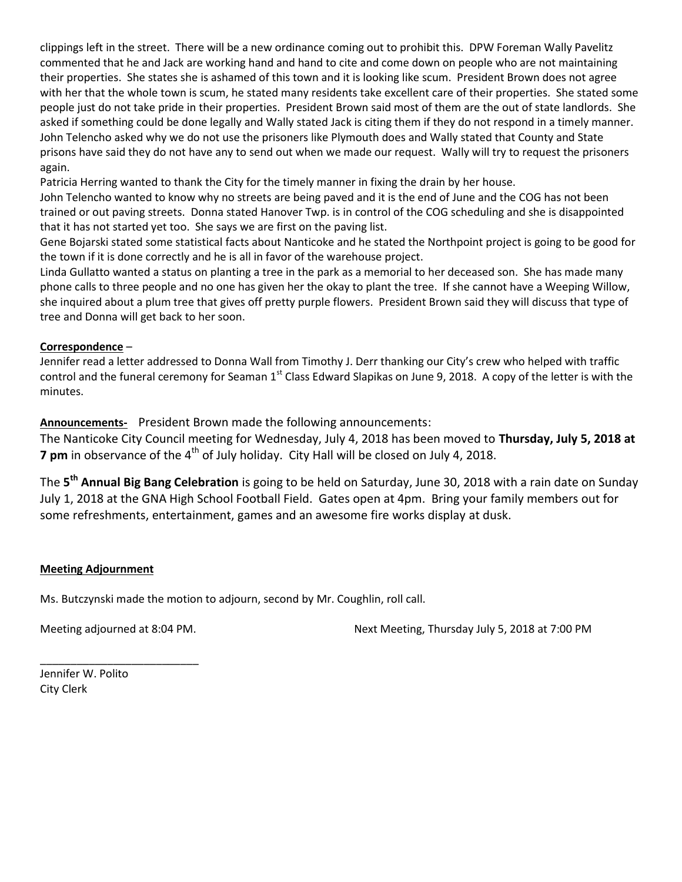clippings left in the street. There will be a new ordinance coming out to prohibit this. DPW Foreman Wally Pavelitz commented that he and Jack are working hand and hand to cite and come down on people who are not maintaining their properties. She states she is ashamed of this town and it is looking like scum. President Brown does not agree with her that the whole town is scum, he stated many residents take excellent care of their properties. She stated some people just do not take pride in their properties. President Brown said most of them are the out of state landlords. She asked if something could be done legally and Wally stated Jack is citing them if they do not respond in a timely manner. John Telencho asked why we do not use the prisoners like Plymouth does and Wally stated that County and State prisons have said they do not have any to send out when we made our request. Wally will try to request the prisoners again.

Patricia Herring wanted to thank the City for the timely manner in fixing the drain by her house.

John Telencho wanted to know why no streets are being paved and it is the end of June and the COG has not been trained or out paving streets. Donna stated Hanover Twp. is in control of the COG scheduling and she is disappointed that it has not started yet too. She says we are first on the paving list.

Gene Bojarski stated some statistical facts about Nanticoke and he stated the Northpoint project is going to be good for the town if it is done correctly and he is all in favor of the warehouse project.

Linda Gullatto wanted a status on planting a tree in the park as a memorial to her deceased son. She has made many phone calls to three people and no one has given her the okay to plant the tree. If she cannot have a Weeping Willow, she inquired about a plum tree that gives off pretty purple flowers. President Brown said they will discuss that type of tree and Donna will get back to her soon.

**Correspondence** –

Jennifer read a letter addressed to Donna Wall from Timothy J. Derr thanking our City's crew who helped with traffic control and the funeral ceremony for Seaman 1st Class Edward Slapikas on June 9, 2018. A copy of the letter is with the minutes.

**Announcements-** President Brown made the following announcements:

The Nanticoke City Council meeting for Wednesday, July 4, 2018 has been moved to **Thursday, July 5, 2018 at 7 pm** in observance of the 4th of July holiday. City Hall will be closed on July 4, 2018.

The **5th Annual Big Bang Celebration** is going to be held on Saturday, June 30, 2018 with a rain date on Sunday July 1, 2018 at the GNA High School Football Field. Gates open at 4pm. Bring your family members out for some refreshments, entertainment, games and an awesome fire works display at dusk.

**Meeting Adjournment**

Ms. Butczynski made the motion to adjourn, second by Mr. Coughlin, roll call.

Meeting adjourned at 8:04 PM. Next Meeting, Thursday July 5, 2018 at 7:00 PM

\_\_\_\_\_\_\_\_\_\_\_\_\_\_\_\_\_\_\_\_\_\_\_\_\_\_

Jennifer W. Polito
City Clerk